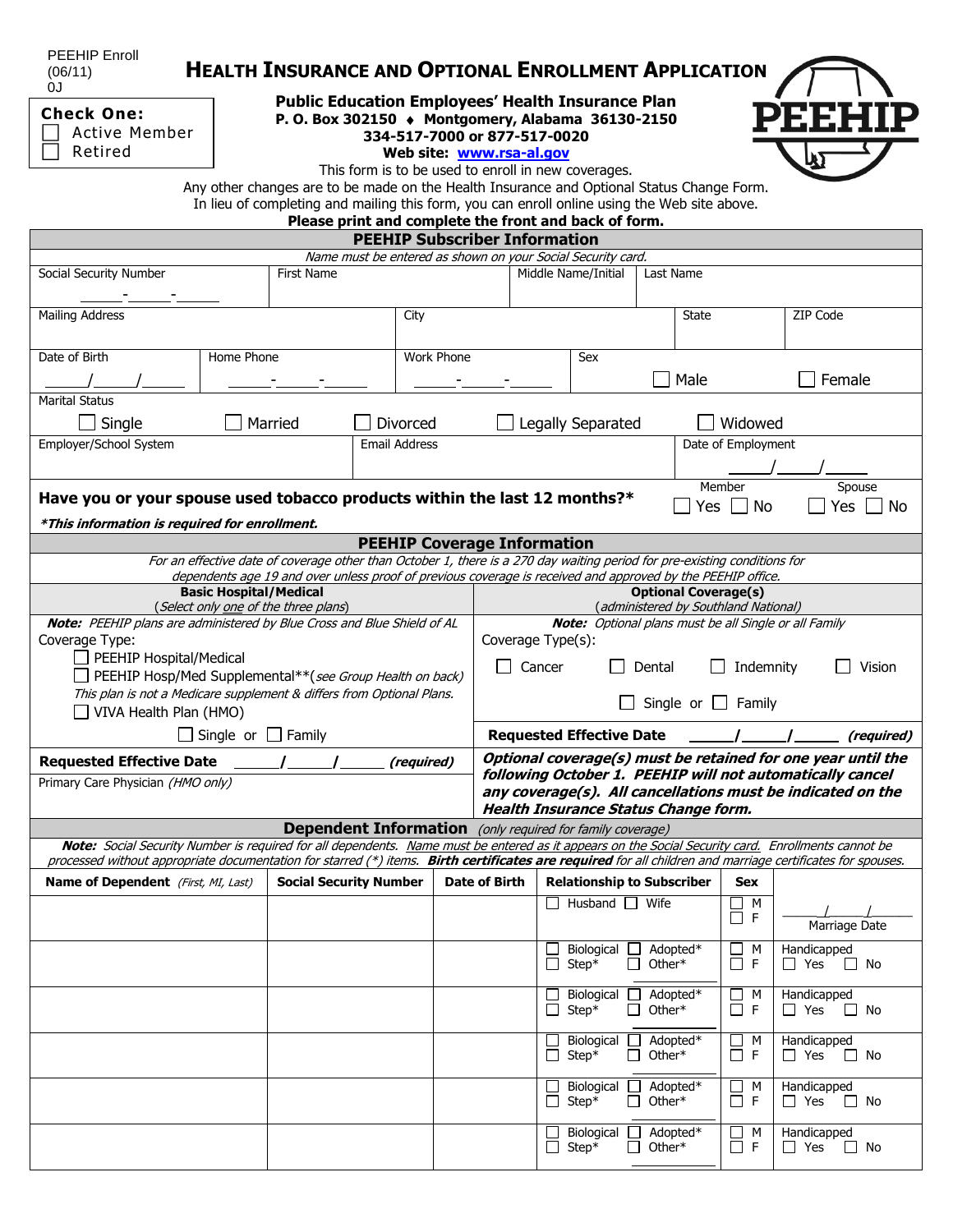PEEHIP Enroll
(06/11)
0J

**Check One:**
☐ Active Member
☐ Retired

# HEALTH INSURANCE AND OPTIONAL ENROLLMENT APPLICATION

**Public Education Employees' Health Insurance Plan**
**P. O. Box 302150 ♦ Montgomery, Alabama 36130-2150**
**334-517-7000 or 877-517-0020**
**Web site: www.rsa-al.gov**

PEEHIP

This form is to be used to enroll in new coverages.
Any other changes are to be made on the Health Insurance and Optional Status Change Form.
In lieu of completing and mailing this form, you can enroll online using the Web site above.
**Please print and complete the front and back of form.**

## PEEHIP Subscriber Information

*Name must be entered as shown on your Social Security card.*

| Social Security Number | First Name | Middle Name/Initial | Last Name |
|---|---|---|---|
| \_\_\_-\_\_\_-\_\_\_ | | | |

| Mailing Address | City | State | ZIP Code |
|---|---|---|---|
| | | | |

| Date of Birth | Home Phone | Work Phone | Sex |
|---|---|---|---|
| \_\_\_/\_\_\_/\_\_\_ | \_\_\_-\_\_\_-\_\_\_ | \_\_\_-\_\_\_-\_\_\_ | ☐ Male ☐ Female |

Marital Status
☐ Single ☐ Married ☐ Divorced ☐ Legally Separated ☐ Widowed

| Employer/School System | Email Address | Date of Employment |
|---|---|---|
| | | \_\_\_/\_\_\_/\_\_\_ |

**Have you or your spouse used tobacco products within the last 12 months?***
Member ☐ Yes ☐ No
Spouse ☐ Yes ☐ No

***This information is required for enrollment.***

## PEEHIP Coverage Information

*For an effective date of coverage other than October 1, there is a 270 day waiting period for pre-existing conditions for dependents age 19 and over unless proof of previous coverage is received and approved by the PEEHIP office.*

### Basic Hospital/Medical
(*Select only one of the three plans*)

***Note:*** *PEEHIP plans are administered by Blue Cross and Blue Shield of AL*

Coverage Type:
☐ PEEHIP Hospital/Medical
☐ PEEHIP Hosp/Med Supplemental**(*see Group Health on back*)
*This plan is not a Medicare supplement & differs from Optional Plans.*
☐ VIVA Health Plan (HMO)

☐ Single or ☐ Family

**Requested Effective Date** \_\_\_/\_\_\_/\_\_\_ ***(required)***

Primary Care Physician *(HMO only)*

### Optional Coverage(s)
(*administered by Southland National*)

***Note:*** *Optional plans must be all Single or all Family*

Coverage Type(s):
☐ Cancer ☐ Dental ☐ Indemnity ☐ Vision

☐ Single or ☐ Family

**Requested Effective Date** \_\_\_/\_\_\_/\_\_\_ ***(required)***

***Optional coverage(s) must be retained for one year until the following October 1. PEEHIP will not automatically cancel any coverage(s). All cancellations must be indicated on the Health Insurance Status Change form.***

## Dependent Information *(only required for family coverage)*

***Note:*** *Social Security Number is required for all dependents. Name must be entered as it appears on the Social Security card. Enrollments cannot be processed without appropriate documentation for starred (*) items.* ***Birth certificates are required*** *for all children and marriage certificates for spouses.*

| Name of Dependent *(First, MI, Last)* | Social Security Number | Date of Birth | Relationship to Subscriber | Sex | |
|---|---|---|---|---|---|
| | | | ☐ Husband ☐ Wife | ☐ M ☐ F | \_\_\_/\_\_\_/\_\_\_ Marriage Date |
| | | | ☐ Biological ☐ Adopted* ☐ Step* ☐ Other* | ☐ M ☐ F | Handicapped ☐ Yes ☐ No |
| | | | ☐ Biological ☐ Adopted* ☐ Step* ☐ Other* | ☐ M ☐ F | Handicapped ☐ Yes ☐ No |
| | | | ☐ Biological ☐ Adopted* ☐ Step* ☐ Other* | ☐ M ☐ F | Handicapped ☐ Yes ☐ No |
| | | | ☐ Biological ☐ Adopted* ☐ Step* ☐ Other* | ☐ M ☐ F | Handicapped ☐ Yes ☐ No |
| | | | ☐ Biological ☐ Adopted* ☐ Step* ☐ Other* | ☐ M ☐ F | Handicapped ☐ Yes ☐ No |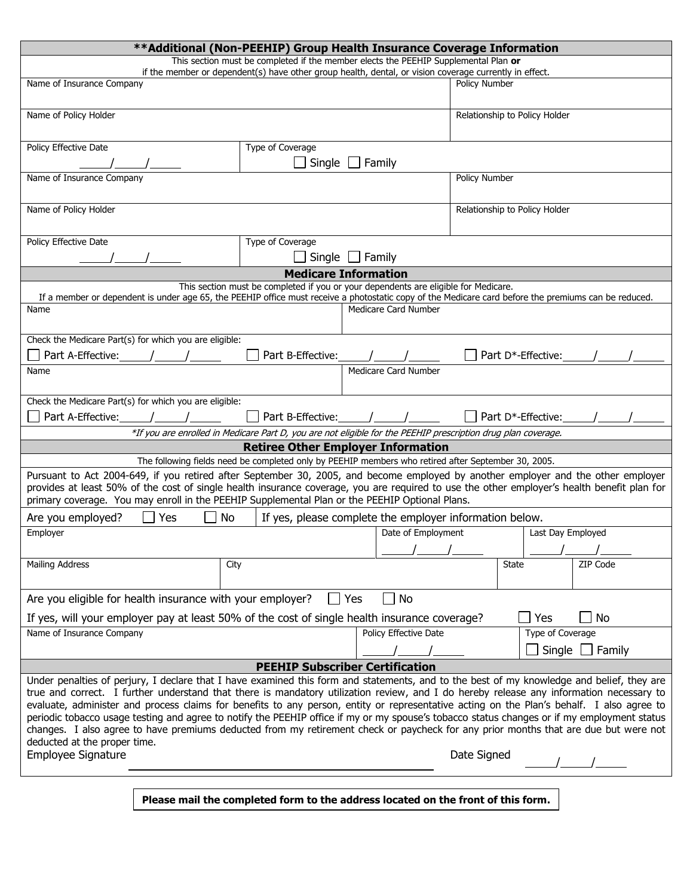## **Additional (Non-PEEHIP) Group Health Insurance Coverage Information

This section must be completed if the member elects the PEEHIP Supplemental Plan **or** if the member or dependent(s) have other group health, dental, or vision coverage currently in effect.

| | |
|---|---|
| Name of Insurance Company | Policy Number |
| Name of Policy Holder | Relationship to Policy Holder |
| Policy Effective Date ____/____/____ | Type of Coverage ☐ Single ☐ Family |
| Name of Insurance Company | Policy Number |
| Name of Policy Holder | Relationship to Policy Holder |
| Policy Effective Date ____/____/____ | Type of Coverage ☐ Single ☐ Family |

## Medicare Information

This section must be completed if you or your dependents are eligible for Medicare.
If a member or dependent is under age 65, the PEEHIP office must receive a photostatic copy of the Medicare card before the premiums can be reduced.

| | |
|---|---|
| Name | Medicare Card Number |

Check the Medicare Part(s) for which you are eligible:

☐ Part A-Effective:____/____/____ ☐ Part B-Effective:____/____/____ ☐ Part D*-Effective:____/____/____

| | |
|---|---|
| Name | Medicare Card Number |

Check the Medicare Part(s) for which you are eligible:

☐ Part A-Effective:____/____/____ ☐ Part B-Effective:____/____/____ ☐ Part D*-Effective:____/____/____

*\*If you are enrolled in Medicare Part D, you are not eligible for the PEEHIP prescription drug plan coverage.*

## Retiree Other Employer Information

The following fields need be completed only by PEEHIP members who retired after September 30, 2005.

Pursuant to Act 2004-649, if you retired after September 30, 2005, and become employed by another employer and the other employer provides at least 50% of the cost of single health insurance coverage, you are required to use the other employer's health benefit plan for primary coverage. You may enroll in the PEEHIP Supplemental Plan or the PEEHIP Optional Plans.

Are you employed? ☐ Yes ☐ No If yes, please complete the employer information below.

| | | | | |
|---|---|---|---|---|
| Employer | | Date of Employment ____/____/____ | Last Day Employed ____/____/____ | |
| Mailing Address | City | | State | ZIP Code |

Are you eligible for health insurance with your employer? ☐ Yes ☐ No

If yes, will your employer pay at least 50% of the cost of single health insurance coverage? ☐ Yes ☐ No

| | | |
|---|---|---|
| Name of Insurance Company | Policy Effective Date ____/____/____ | Type of Coverage ☐ Single ☐ Family |

## PEEHIP Subscriber Certification

Under penalties of perjury, I declare that I have examined this form and statements, and to the best of my knowledge and belief, they are true and correct. I further understand that there is mandatory utilization review, and I do hereby release any information necessary to evaluate, administer and process claims for benefits to any person, entity or representative acting on the Plan's behalf. I also agree to periodic tobacco usage testing and agree to notify the PEEHIP office if my or my spouse's tobacco status changes or if my employment status changes. I also agree to have premiums deducted from my retirement check or paycheck for any prior months that are due but were not deducted at the proper time.

Employee Signature ______________________________ Date Signed ____/____/____

**Please mail the completed form to the address located on the front of this form.**